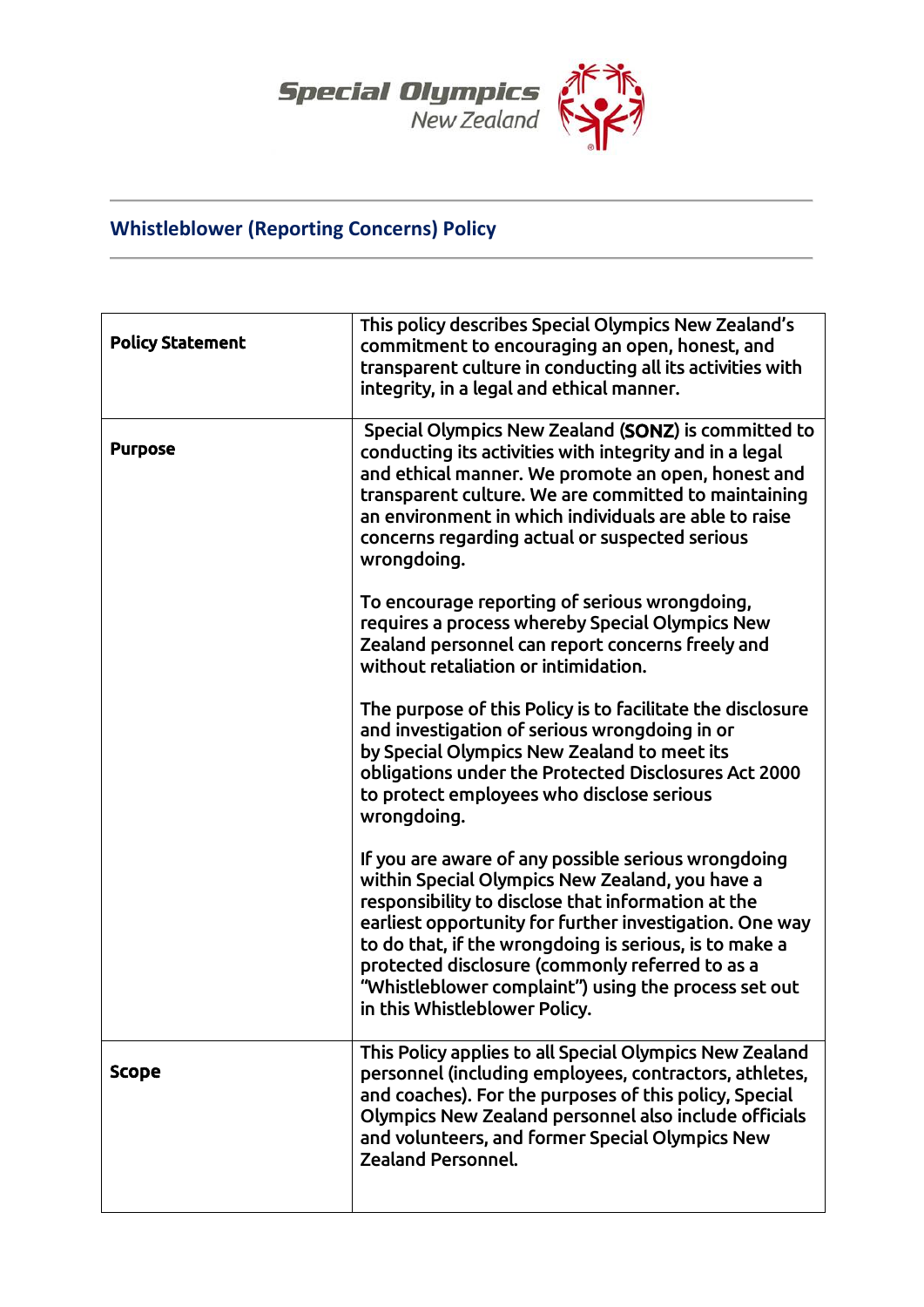Special Olympics New Zealand

# Whistleblower (Reporting Concerns) Policy

| | |
|---|---|
| **Policy Statement** | This policy describes Special Olympics New Zealand's commitment to encouraging an open, honest, and transparent culture in conducting all its activities with integrity, in a legal and ethical manner. |
| **Purpose** | Special Olympics New Zealand (SONZ) is committed to conducting its activities with integrity and in a legal and ethical manner. We promote an open, honest and transparent culture. We are committed to maintaining an environment in which individuals are able to raise concerns regarding actual or suspected serious wrongdoing.<br><br>To encourage reporting of serious wrongdoing, requires a process whereby Special Olympics New Zealand personnel can report concerns freely and without retaliation or intimidation.<br><br>The purpose of this Policy is to facilitate the disclosure and investigation of serious wrongdoing in or by Special Olympics New Zealand to meet its obligations under the Protected Disclosures Act 2000 to protect employees who disclose serious wrongdoing.<br><br>If you are aware of any possible serious wrongdoing within Special Olympics New Zealand, you have a responsibility to disclose that information at the earliest opportunity for further investigation. One way to do that, if the wrongdoing is serious, is to make a protected disclosure (commonly referred to as a "Whistleblower complaint") using the process set out in this Whistleblower Policy. |
| **Scope** | This Policy applies to all Special Olympics New Zealand personnel (including employees, contractors, athletes, and coaches). For the purposes of this policy, Special Olympics New Zealand personnel also include officials and volunteers, and former Special Olympics New Zealand Personnel. |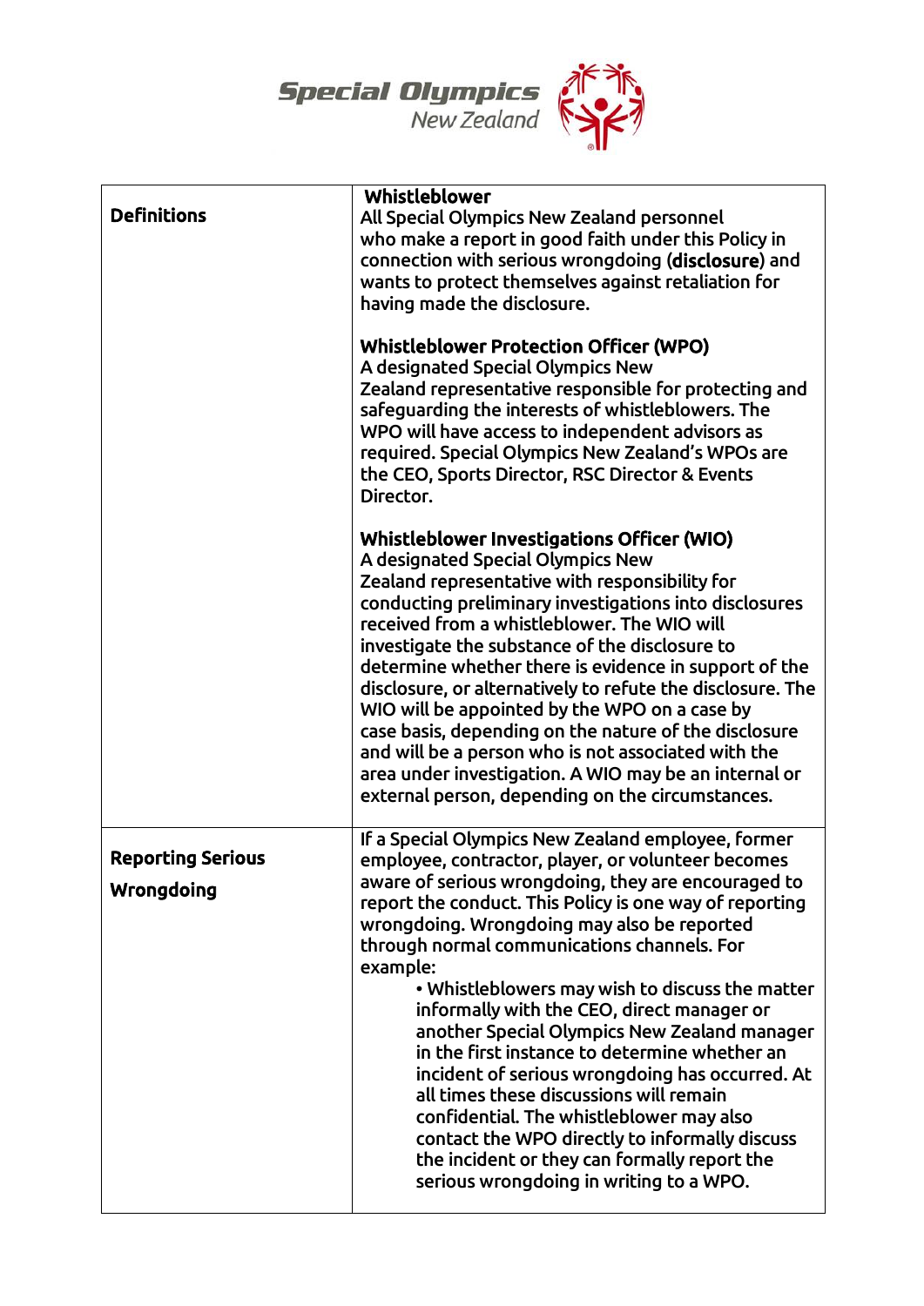| | |
|---|---|
| **Definitions** | **Whistleblower**<br>All Special Olympics New Zealand personnel who make a report in good faith under this Policy in connection with serious wrongdoing (**disclosure**) and wants to protect themselves against retaliation for having made the disclosure.<br><br>**Whistleblower Protection Officer (WPO)**<br>A designated Special Olympics New Zealand representative responsible for protecting and safeguarding the interests of whistleblowers. The WPO will have access to independent advisors as required. Special Olympics New Zealand's WPOs are the CEO, Sports Director, RSC Director & Events Director.<br><br>**Whistleblower Investigations Officer (WIO)**<br>A designated Special Olympics New Zealand representative with responsibility for conducting preliminary investigations into disclosures received from a whistleblower. The WIO will investigate the substance of the disclosure to determine whether there is evidence in support of the disclosure, or alternatively to refute the disclosure. The WIO will be appointed by the WPO on a case by case basis, depending on the nature of the disclosure and will be a person who is not associated with the area under investigation. A WIO may be an internal or external person, depending on the circumstances. |
| **Reporting Serious Wrongdoing** | If a Special Olympics New Zealand employee, former employee, contractor, player, or volunteer becomes aware of serious wrongdoing, they are encouraged to report the conduct. This Policy is one way of reporting wrongdoing. Wrongdoing may also be reported through normal communications channels. For example:<br>• Whistleblowers may wish to discuss the matter informally with the CEO, direct manager or another Special Olympics New Zealand manager in the first instance to determine whether an incident of serious wrongdoing has occurred. At all times these discussions will remain confidential. The whistleblower may also contact the WPO directly to informally discuss the incident or they can formally report the serious wrongdoing in writing to a WPO. |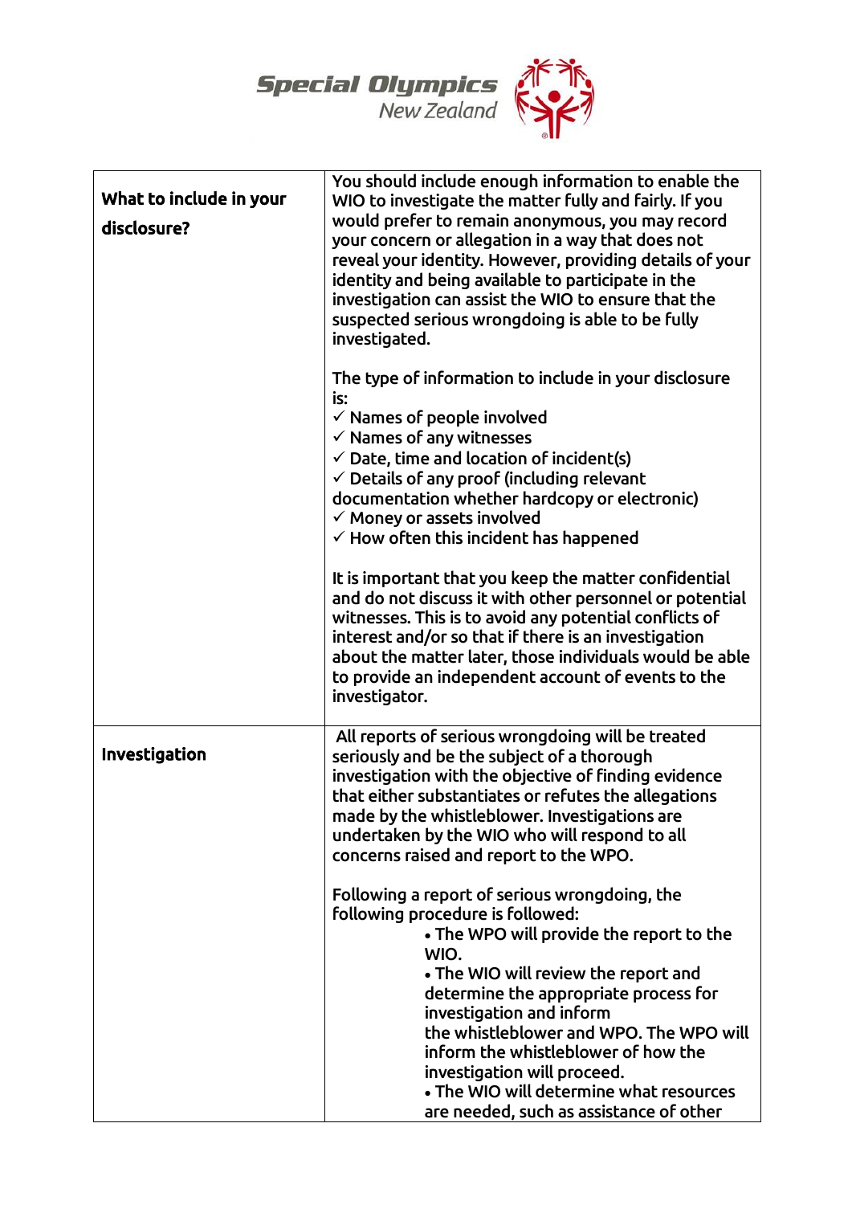| What to include in your disclosure? | You should include enough information to enable the WIO to investigate the matter fully and fairly. If you would prefer to remain anonymous, you may record your concern or allegation in a way that does not reveal your identity. However, providing details of your identity and being available to participate in the investigation can assist the WIO to ensure that the suspected serious wrongdoing is able to be fully investigated.<br><br>The type of information to include in your disclosure is:<br>✓ Names of people involved<br>✓ Names of any witnesses<br>✓ Date, time and location of incident(s)<br>✓ Details of any proof (including relevant documentation whether hardcopy or electronic)<br>✓ Money or assets involved<br>✓ How often this incident has happened<br><br>It is important that you keep the matter confidential and do not discuss it with other personnel or potential witnesses. This is to avoid any potential conflicts of interest and/or so that if there is an investigation about the matter later, those individuals would be able to provide an independent account of events to the investigator. |
|---|---|
| **Investigation** | All reports of serious wrongdoing will be treated seriously and be the subject of a thorough investigation with the objective of finding evidence that either substantiates or refutes the allegations made by the whistleblower. Investigations are undertaken by the WIO who will respond to all concerns raised and report to the WPO.<br><br>Following a report of serious wrongdoing, the following procedure is followed:<br>• The WPO will provide the report to the WIO.<br>• The WIO will review the report and determine the appropriate process for investigation and inform the whistleblower and WPO. The WPO will inform the whistleblower of how the investigation will proceed.<br>• The WIO will determine what resources are needed, such as assistance of other |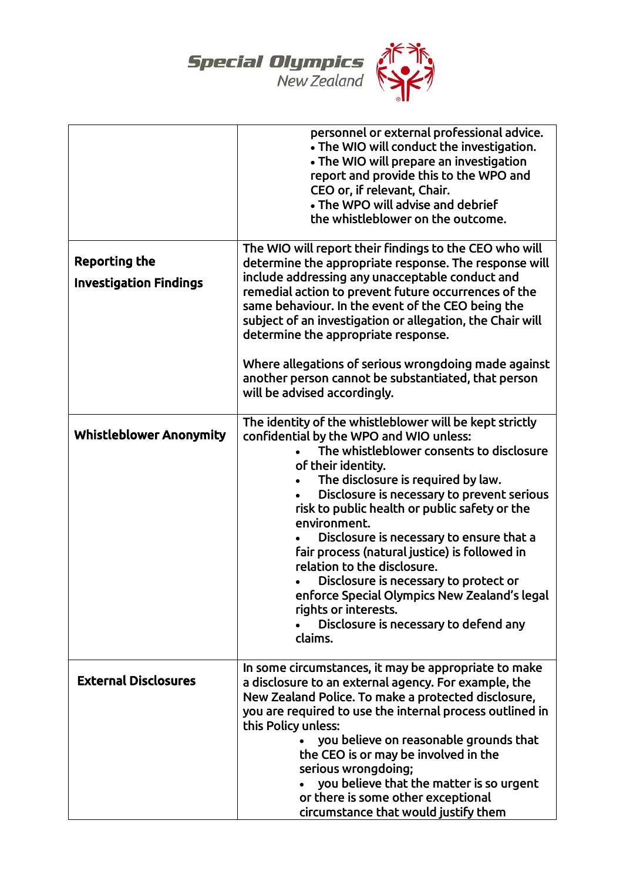| | |
|---|---|
| | personnel or external professional advice.<br>• The WIO will conduct the investigation.<br>• The WIO will prepare an investigation report and provide this to the WPO and CEO or, if relevant, Chair.<br>• The WPO will advise and debrief the whistleblower on the outcome. |
| **Reporting the Investigation Findings** | The WIO will report their findings to the CEO who will determine the appropriate response. The response will include addressing any unacceptable conduct and remedial action to prevent future occurrences of the same behaviour. In the event of the CEO being the subject of an investigation or allegation, the Chair will determine the appropriate response.<br><br>Where allegations of serious wrongdoing made against another person cannot be substantiated, that person will be advised accordingly. |
| **Whistleblower Anonymity** | The identity of the whistleblower will be kept strictly confidential by the WPO and WIO unless:<br>• The whistleblower consents to disclosure of their identity.<br>• The disclosure is required by law.<br>• Disclosure is necessary to prevent serious risk to public health or public safety or the environment.<br>• Disclosure is necessary to ensure that a fair process (natural justice) is followed in relation to the disclosure.<br>• Disclosure is necessary to protect or enforce Special Olympics New Zealand's legal rights or interests.<br>• Disclosure is necessary to defend any claims. |
| **External Disclosures** | In some circumstances, it may be appropriate to make a disclosure to an external agency. For example, the New Zealand Police. To make a protected disclosure, you are required to use the internal process outlined in this Policy unless:<br>• you believe on reasonable grounds that the CEO is or may be involved in the serious wrongdoing;<br>• you believe that the matter is so urgent or there is some other exceptional circumstance that would justify them |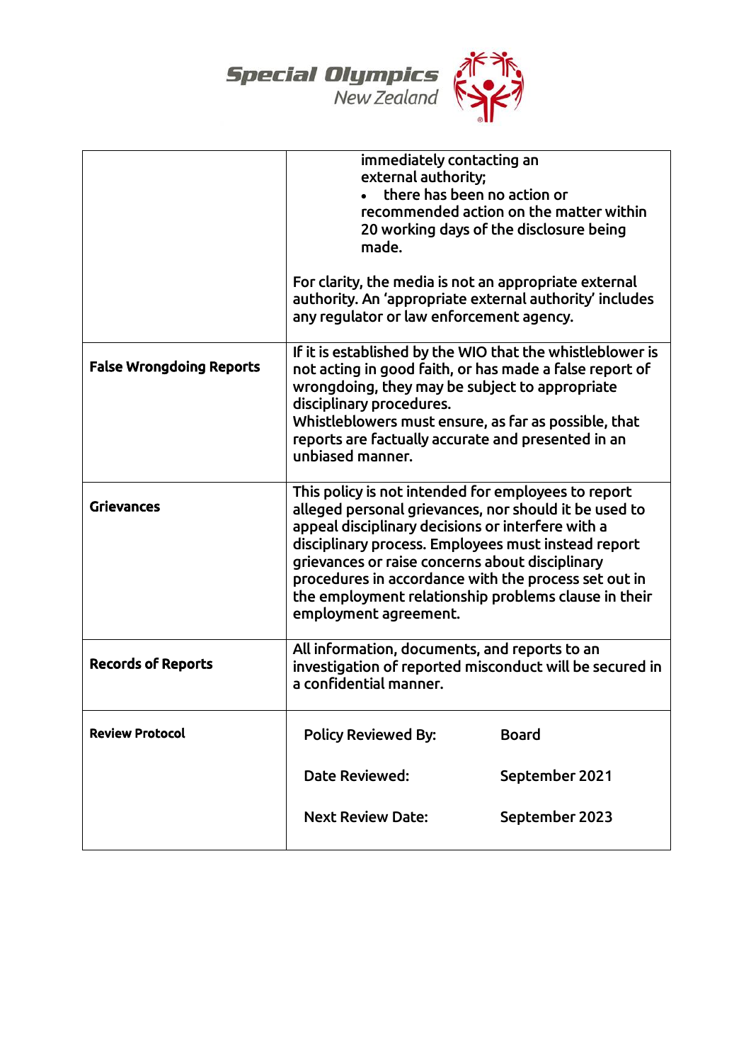| | |
|---|---|
| | immediately contacting an external authority;<br>• there has been no action or recommended action on the matter within 20 working days of the disclosure being made.<br><br>For clarity, the media is not an appropriate external authority. An 'appropriate external authority' includes any regulator or law enforcement agency. |
| **False Wrongdoing Reports** | If it is established by the WIO that the whistleblower is not acting in good faith, or has made a false report of wrongdoing, they may be subject to appropriate disciplinary procedures.<br>Whistleblowers must ensure, as far as possible, that reports are factually accurate and presented in an unbiased manner. |
| **Grievances** | This policy is not intended for employees to report alleged personal grievances, nor should it be used to appeal disciplinary decisions or interfere with a disciplinary process. Employees must instead report grievances or raise concerns about disciplinary procedures in accordance with the process set out in the employment relationship problems clause in their employment agreement. |
| **Records of Reports** | All information, documents, and reports to an investigation of reported misconduct will be secured in a confidential manner. |
| **Review Protocol** | Policy Reviewed By: Board<br><br>Date Reviewed: September 2021<br><br>Next Review Date: September 2023 |